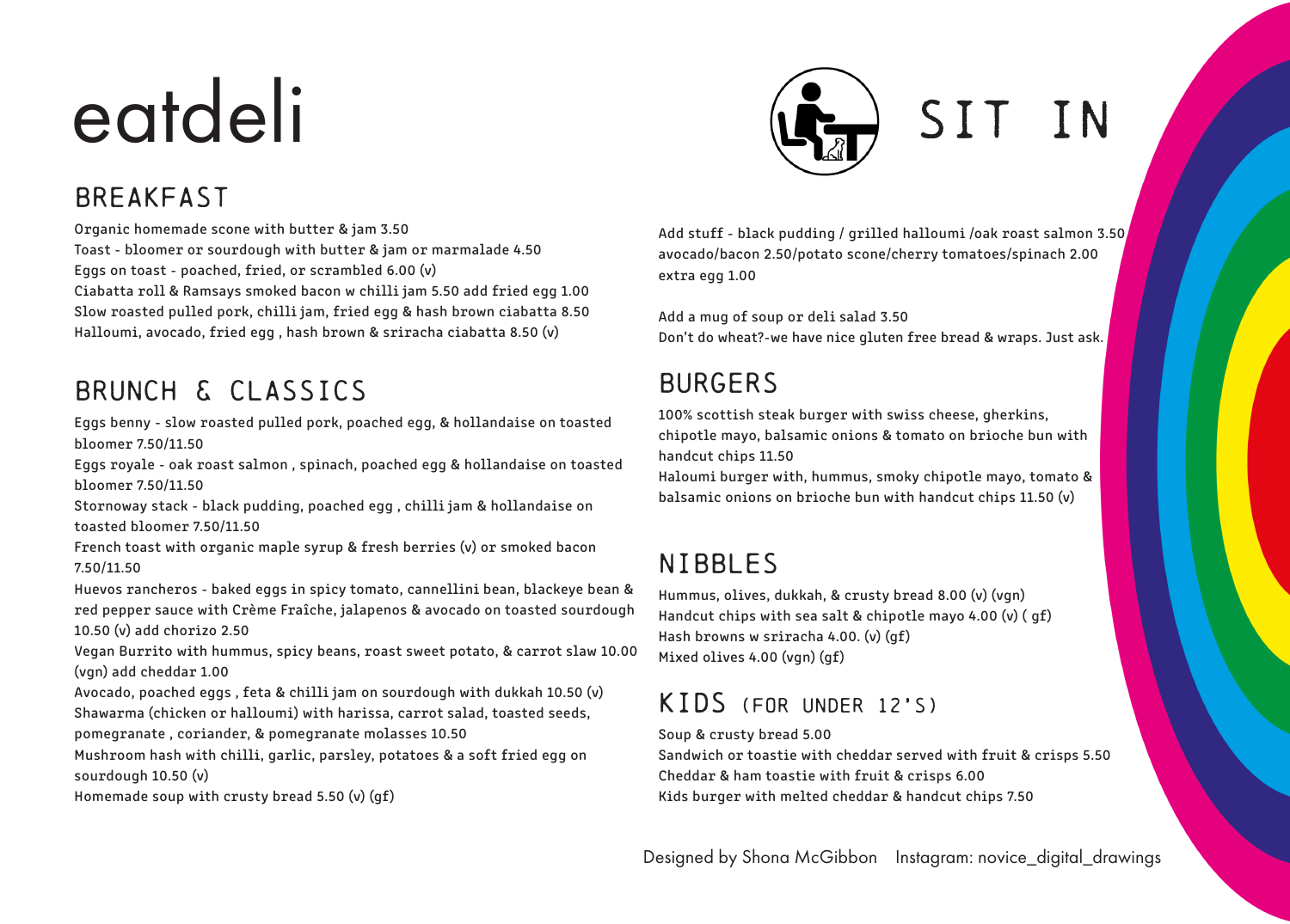# eatdeli

## BREAKFAST

Organic homemade scone with butter & jam 3.50
Toast - bloomer or sourdough with butter & jam or marmalade 4.50
Eggs on toast - poached, fried, or scrambled 6.00 (v)
Ciabatta roll & Ramsays smoked bacon w chilli jam 5.50 add fried egg 1.00
Slow roasted pulled pork, chilli jam, fried egg & hash brown ciabatta 8.50
Halloumi, avocado, fried egg , hash brown & sriracha ciabatta 8.50 (v)

## BRUNCH & CLASSICS

Eggs benny - slow roasted pulled pork, poached egg, & hollandaise on toasted bloomer 7.50/11.50
Eggs royale - oak roast salmon , spinach, poached egg & hollandaise on toasted bloomer 7.50/11.50
Stornoway stack - black pudding, poached egg , chilli jam & hollandaise on toasted bloomer 7.50/11.50
French toast with organic maple syrup & fresh berries (v) or smoked bacon 7.50/11.50
Huevos rancheros - baked eggs in spicy tomato, cannellini bean, blackeye bean & red pepper sauce with Crème Fraîche, jalapenos & avocado on toasted sourdough 10.50 (v) add chorizo 2.50
Vegan Burrito with hummus, spicy beans, roast sweet potato, & carrot slaw 10.00 (vgn) add cheddar 1.00
Avocado, poached eggs , feta & chilli jam on sourdough with dukkah 10.50 (v)
Shawarma (chicken or halloumi) with harissa, carrot salad, toasted seeds, pomegranate , coriander, & pomegranate molasses 10.50
Mushroom hash with chilli, garlic, parsley, potatoes & a soft fried egg on sourdough 10.50 (v)
Homemade soup with crusty bread 5.50 (v) (gf)

## SIT IN

Add stuff - black pudding / grilled halloumi /oak roast salmon 3.50
avocado/bacon 2.50/potato scone/cherry tomatoes/spinach 2.00
extra egg 1.00

Add a mug of soup or deli salad 3.50
Don't do wheat?-we have nice gluten free bread & wraps. Just ask.

## BURGERS

100% scottish steak burger with swiss cheese, gherkins, chipotle mayo, balsamic onions & tomato on brioche bun with handcut chips 11.50
Haloumi burger with, hummus, smoky chipotle mayo, tomato & balsamic onions on brioche bun with handcut chips 11.50 (v)

## NIBBLES

Hummus, olives, dukkah, & crusty bread 8.00 (v) (vgn)
Handcut chips with sea salt & chipotle mayo 4.00 (v) ( gf)
Hash browns w sriracha 4.00. (v) (gf)
Mixed olives 4.00 (vgn) (gf)

## KIDS (FOR UNDER 12'S)

Soup & crusty bread 5.00
Sandwich or toastie with cheddar served with fruit & crisps 5.50
Cheddar & ham toastie with fruit & crisps 6.00
Kids burger with melted cheddar & handcut chips 7.50

Designed by Shona McGibbon Instagram: novice_digital_drawings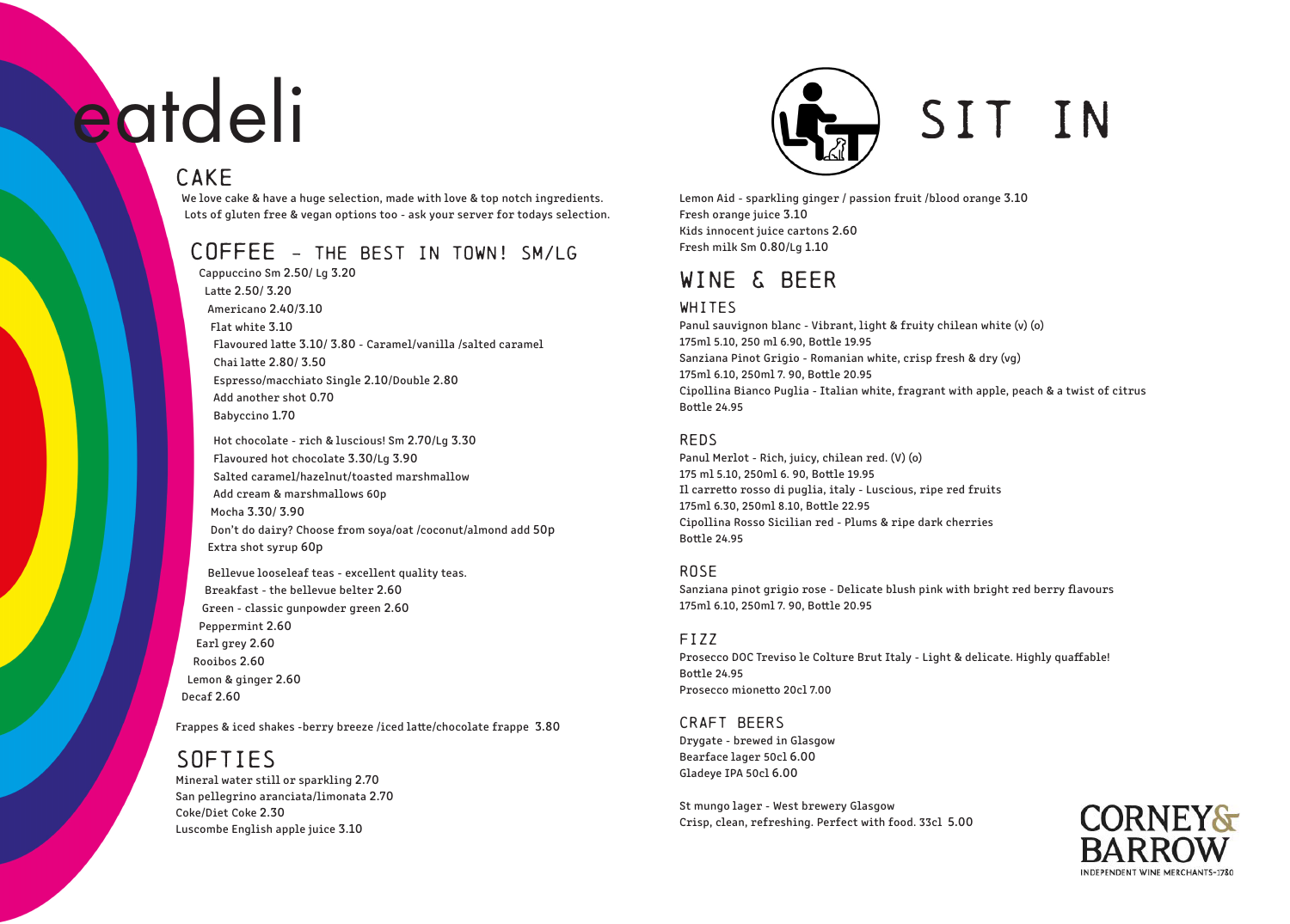# eatdeli

## CAKE

We love cake & have a huge selection, made with love & top notch ingredients.
Lots of gluten free & vegan options too - ask your server for todays selection.

## COFFEE - THE BEST IN TOWN! SM/LG

Cappuccino Sm 2.50/ Lg 3.20
Latte 2.50/ 3.20
Americano 2.40/3.10
Flat white 3.10
Flavoured latte 3.10/ 3.80 - Caramel/vanilla /salted caramel
Chai latte 2.80/ 3.50
Espresso/macchiato Single 2.10/Double 2.80
Add another shot 0.70
Babyccino 1.70

Hot chocolate - rich & luscious! Sm 2.70/Lg 3.30
Flavoured hot chocolate 3.30/Lg 3.90
Salted caramel/hazelnut/toasted marshmallow
Add cream & marshmallows 60p
Mocha 3.30/ 3.90
Don't do dairy? Choose from soya/oat /coconut/almond add 50p
Extra shot syrup 60p

Bellevue looseleaf teas - excellent quality teas.
Breakfast - the bellevue belter 2.60
Green - classic gunpowder green 2.60
Peppermint 2.60
Earl grey 2.60
Rooibos 2.60
Lemon & ginger 2.60
Decaf 2.60

Frappes & iced shakes -berry breeze /iced latte/chocolate frappe 3.80

## SOFTIES

Mineral water still or sparkling 2.70
San pellegrino aranciata/limonata 2.70
Coke/Diet Coke 2.30
Luscombe English apple juice 3.10

# SIT IN

Lemon Aid - sparkling ginger / passion fruit /blood orange 3.10
Fresh orange juice 3.10
Kids innocent juice cartons 2.60
Fresh milk Sm 0.80/Lg 1.10

## WINE & BEER

### WHITES

Panul sauvignon blanc - Vibrant, light & fruity chilean white (v) (o)
175ml 5.10, 250 ml 6.90, Bottle 19.95
Sanziana Pinot Grigio - Romanian white, crisp fresh & dry (vg)
175ml 6.10, 250ml 7. 90, Bottle 20.95
Cipollina Bianco Puglia - Italian white, fragrant with apple, peach & a twist of citrus
Bottle 24.95

### REDS

Panul Merlot - Rich, juicy, chilean red. (V) (o)
175 ml 5.10, 250ml 6. 90, Bottle 19.95
Il carretto rosso di puglia, italy - Luscious, ripe red fruits
175ml 6.30, 250ml 8.10, Bottle 22.95
Cipollina Rosso Sicilian red - Plums & ripe dark cherries
Bottle 24.95

### ROSE

Sanziana pinot grigio rose - Delicate blush pink with bright red berry flavours
175ml 6.10, 250ml 7. 90, Bottle 20.95

### FIZZ

Prosecco DOC Treviso le Colture Brut Italy - Light & delicate. Highly quaffable!
Bottle 24.95
Prosecco mionetto 20cl 7.00

### CRAFT BEERS

Drygate - brewed in Glasgow
Bearface lager 50cl 6.00
Gladeye IPA 50cl 6.00

St mungo lager - West brewery Glasgow
Crisp, clean, refreshing. Perfect with food. 33cl 5.00

CORNEY& BARROW
INDEPENDENT WINE MERCHANTS-1780